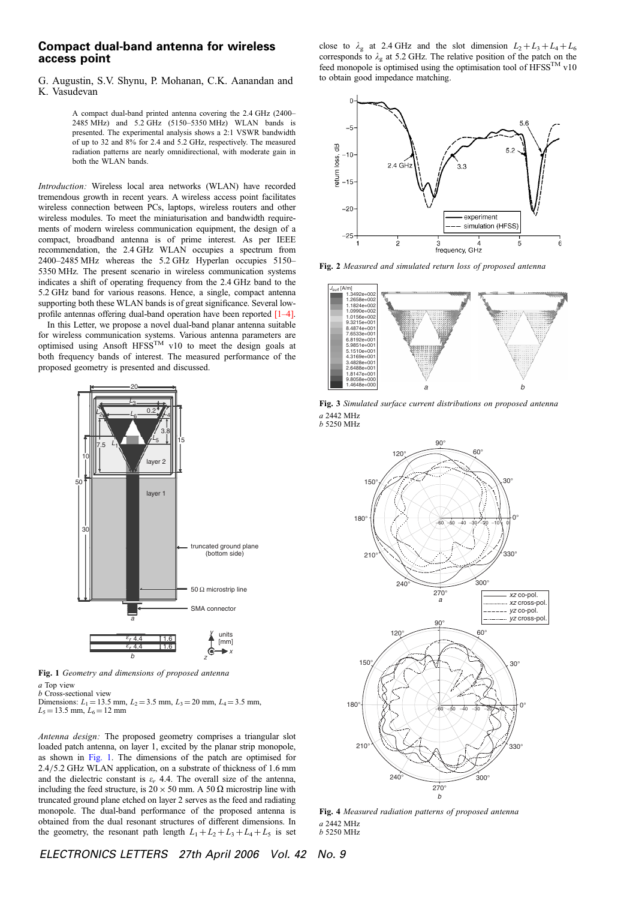# Compact dual-band antenna for wireless access point

G. Augustin, S.V. Shynu, P. Mohanan, C.K. Aanandan and K. Vasudevan

> A compact dual-band printed antenna covering the 2.4 GHz (2400–2485 MHz) and 5.2 GHz (5150–5350 MHz) WLAN bands is presented. The experimental analysis shows a 2:1 VSWR bandwidth of up to 32 and 8% for 2.4 and 5.2 GHz, respectively. The measured radiation patterns are nearly omnidirectional, with moderate gain in both the WLAN bands.

*Introduction:* Wireless local area networks (WLAN) have recorded tremendous growth in recent years. A wireless access point facilitates wireless connection between PCs, laptops, wireless routers and other wireless modules. To meet the miniaturisation and bandwidth requirements of modern wireless communication equipment, the design of a compact, broadband antenna is of prime interest. As per IEEE recommendation, the 2.4 GHz WLAN occupies a spectrum from 2400–2485 MHz whereas the 5.2 GHz Hyperlan occupies 5150–5350 MHz. The present scenario in wireless communication systems indicates a shift of operating frequency from the 2.4 GHz band to the 5.2 GHz band for various reasons. Hence, a single, compact antenna supporting both these WLAN bands is of great significance. Several low-profile antennas offering dual-band operation have been reported [1–4].

In this Letter, we propose a novel dual-band planar antenna suitable for wireless communication systems. Various antenna parameters are optimised using Ansoft HFSS[TM] v10 to meet the design goals at both frequency bands of interest. The measured performance of the proposed geometry is presented and discussed.

**Fig. 1** *Geometry and dimensions of proposed antenna*
*a* Top view
*b* Cross-sectional view
Dimensions: $L_1 = 13.5$ mm, $L_2 = 3.5$ mm, $L_3 = 20$ mm, $L_4 = 3.5$ mm, $L_5 = 13.5$ mm, $L_6 = 12$ mm

*Antenna design:* The proposed geometry comprises a triangular slot loaded patch antenna, on layer 1, excited by the planar strip monopole, as shown in Fig. 1. The dimensions of the patch are optimised for 2.4/5.2 GHz WLAN application, on a substrate of thickness of 1.6 mm and the dielectric constant is $\varepsilon_r$ 4.4. The overall size of the antenna, including the feed structure, is $20 \times 50$ mm. A 50 Ω microstrip line with truncated ground plane etched on layer 2 serves as the feed and radiating monopole. The dual-band performance of the proposed antenna is obtained from the dual resonant structures of different dimensions. In the geometry, the resonant path length $L_1 + L_2 + L_3 + L_4 + L_5$ is set close to $\lambda_g$ at 2.4 GHz and the slot dimension $L_2 + L_3 + L_4 + L_6$ corresponds to $\lambda_g$ at 5.2 GHz. The relative position of the patch on the feed monopole is optimised using the optimisation tool of HFSS[TM] v10 to obtain good impedance matching.

**Fig. 2** *Measured and simulated return loss of proposed antenna*

**Fig. 3** *Simulated surface current distributions on proposed antenna*
*a* 2442 MHz
*b* 5250 MHz

**Fig. 4** *Measured radiation patterns of proposed antenna*
*a* 2442 MHz
*b* 5250 MHz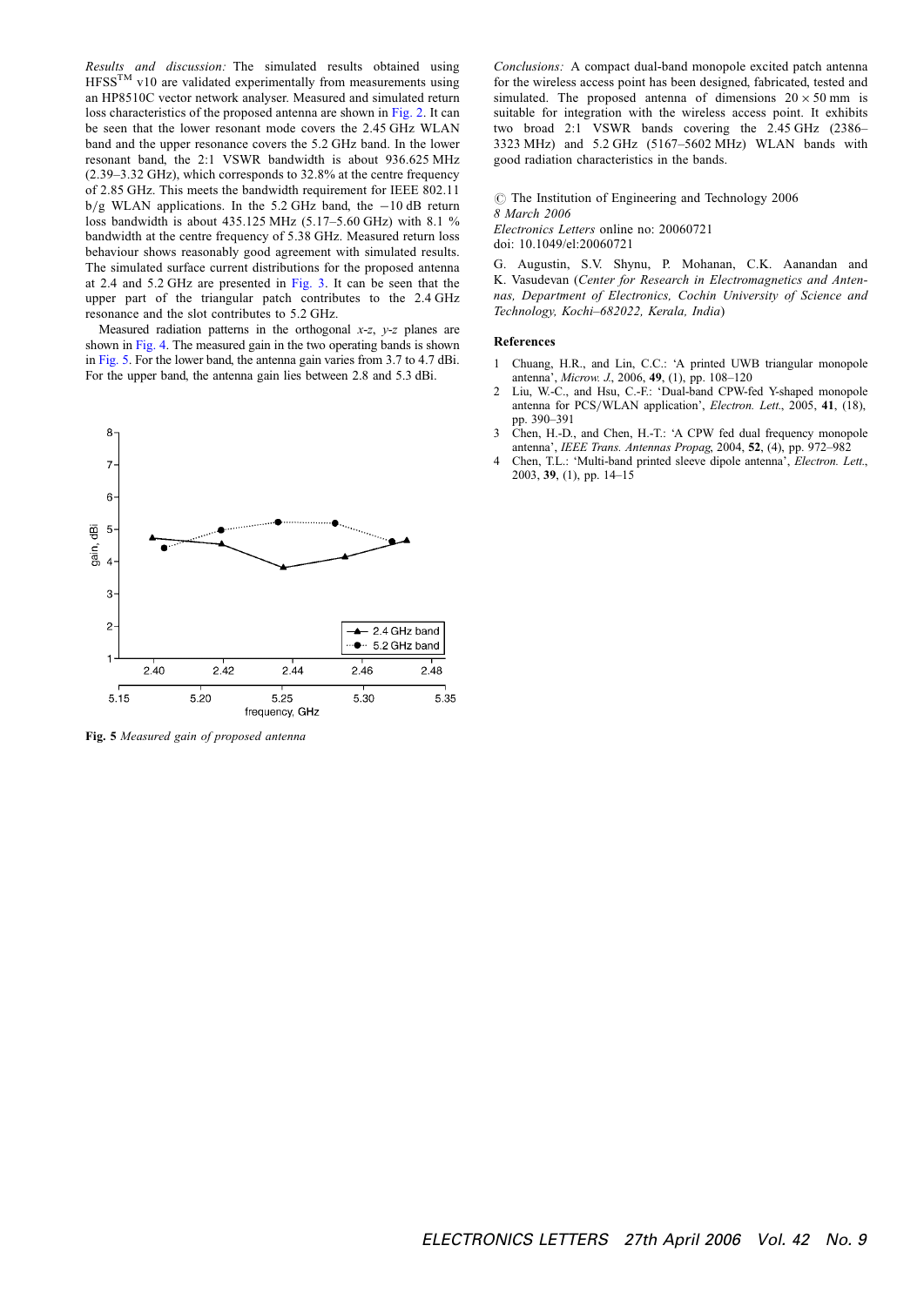*Results and discussion:* The simulated results obtained using HFSS™ v10 are validated experimentally from measurements using an HP8510C vector network analyser. Measured and simulated return loss characteristics of the proposed antenna are shown in Fig. 2. It can be seen that the lower resonant mode covers the 2.45 GHz WLAN band and the upper resonance covers the 5.2 GHz band. In the lower resonant band, the 2:1 VSWR bandwidth is about 936.625 MHz (2.39–3.32 GHz), which corresponds to 32.8% at the centre frequency of 2.85 GHz. This meets the bandwidth requirement for IEEE 802.11 b/g WLAN applications. In the 5.2 GHz band, the −10 dB return loss bandwidth is about 435.125 MHz (5.17–5.60 GHz) with 8.1 % bandwidth at the centre frequency of 5.38 GHz. Measured return loss behaviour shows reasonably good agreement with simulated results. The simulated surface current distributions for the proposed antenna at 2.4 and 5.2 GHz are presented in Fig. 3. It can be seen that the upper part of the triangular patch contributes to the 2.4 GHz resonance and the slot contributes to 5.2 GHz.

Measured radiation patterns in the orthogonal *x-z*, *y-z* planes are shown in Fig. 4. The measured gain in the two operating bands is shown in Fig. 5. For the lower band, the antenna gain varies from 3.7 to 4.7 dBi. For the upper band, the antenna gain lies between 2.8 and 5.3 dBi.

gain, dBi
8
7
6
5
4
3
2
1
2.40
2.42
2.44
2.46
2.48
5.15
5.20
5.25
5.30
5.35
frequency, GHz
2.4 GHz band
5.2 GHz band

**Fig. 5** *Measured gain of proposed antenna*

*Conclusions:* A compact dual-band monopole excited patch antenna for the wireless access point has been designed, fabricated, tested and simulated. The proposed antenna of dimensions 20 × 50 mm is suitable for integration with the wireless access point. It exhibits two broad 2:1 VSWR bands covering the 2.45 GHz (2386–3323 MHz) and 5.2 GHz (5167–5602 MHz) WLAN bands with good radiation characteristics in the bands.

© The Institution of Engineering and Technology 2006
*8 March 2006*
*Electronics Letters* online no: 20060721
doi: 10.1049/el:20060721

G. Augustin, S.V. Shynu, P. Mohanan, C.K. Aanandan and K. Vasudevan (*Center for Research in Electromagnetics and Antennas, Department of Electronics, Cochin University of Science and Technology, Kochi–682022, Kerala, India*)

## References

1. Chuang, H.R., and Lin, C.C.: 'A printed UWB triangular monopole antenna', *Microw. J.*, 2006, **49**, (1), pp. 108–120
2. Liu, W.-C., and Hsu, C.-F.: 'Dual-band CPW-fed Y-shaped monopole antenna for PCS/WLAN application', *Electron. Lett.*, 2005, **41**, (18), pp. 390–391
3. Chen, H.-D., and Chen, H.-T.: 'A CPW fed dual frequency monopole antenna', *IEEE Trans. Antennas Propag*, 2004, **52**, (4), pp. 972–982
4. Chen, T.L.: 'Multi-band printed sleeve dipole antenna', *Electron. Lett.*, 2003, **39**, (1), pp. 14–15